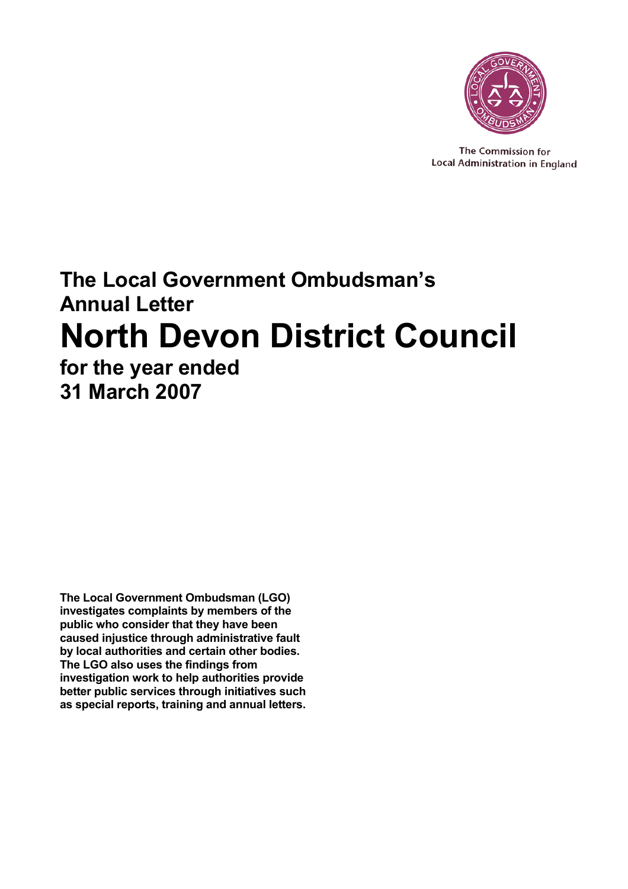The Commission for Local Administration in England

# The Local Government Ombudsman's Annual Letter

# North Devon District Council

## for the year ended 31 March 2007

**The Local Government Ombudsman (LGO) investigates complaints by members of the public who consider that they have been caused injustice through administrative fault by local authorities and certain other bodies. The LGO also uses the findings from investigation work to help authorities provide better public services through initiatives such as special reports, training and annual letters.**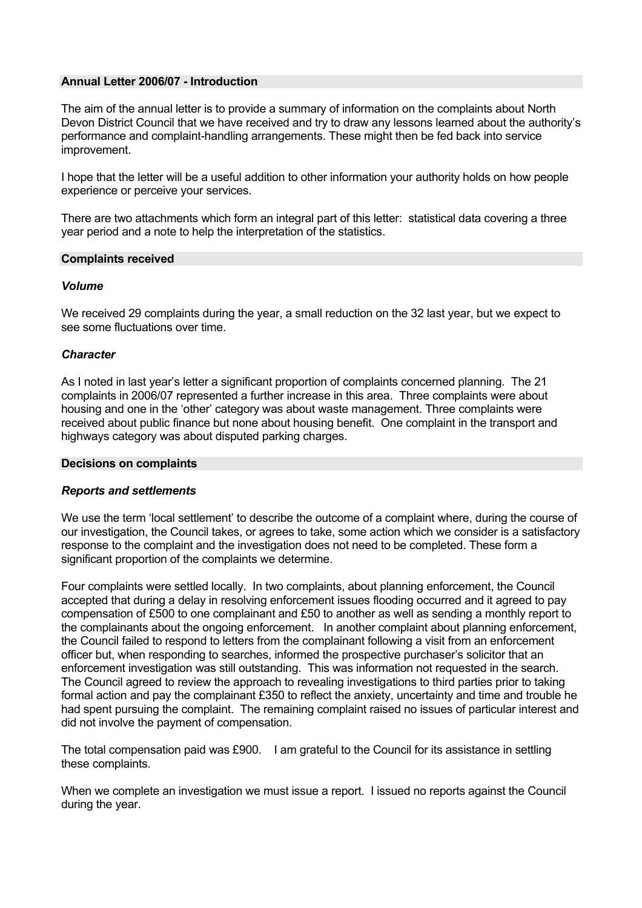## Annual Letter 2006/07 - Introduction

The aim of the annual letter is to provide a summary of information on the complaints about North Devon District Council that we have received and try to draw any lessons learned about the authority's performance and complaint-handling arrangements. These might then be fed back into service improvement.

I hope that the letter will be a useful addition to other information your authority holds on how people experience or perceive your services.

There are two attachments which form an integral part of this letter: statistical data covering a three year period and a note to help the interpretation of the statistics.

## Complaints received

### *Volume*

We received 29 complaints during the year, a small reduction on the 32 last year, but we expect to see some fluctuations over time.

### *Character*

As I noted in last year's letter a significant proportion of complaints concerned planning. The 21 complaints in 2006/07 represented a further increase in this area. Three complaints were about housing and one in the 'other' category was about waste management. Three complaints were received about public finance but none about housing benefit. One complaint in the transport and highways category was about disputed parking charges.

## Decisions on complaints

### *Reports and settlements*

We use the term 'local settlement' to describe the outcome of a complaint where, during the course of our investigation, the Council takes, or agrees to take, some action which we consider is a satisfactory response to the complaint and the investigation does not need to be completed. These form a significant proportion of the complaints we determine.

Four complaints were settled locally. In two complaints, about planning enforcement, the Council accepted that during a delay in resolving enforcement issues flooding occurred and it agreed to pay compensation of £500 to one complainant and £50 to another as well as sending a monthly report to the complainants about the ongoing enforcement. In another complaint about planning enforcement, the Council failed to respond to letters from the complainant following a visit from an enforcement officer but, when responding to searches, informed the prospective purchaser's solicitor that an enforcement investigation was still outstanding. This was information not requested in the search. The Council agreed to review the approach to revealing investigations to third parties prior to taking formal action and pay the complainant £350 to reflect the anxiety, uncertainty and time and trouble he had spent pursuing the complaint. The remaining complaint raised no issues of particular interest and did not involve the payment of compensation.

The total compensation paid was £900. I am grateful to the Council for its assistance in settling these complaints.

When we complete an investigation we must issue a report. I issued no reports against the Council during the year.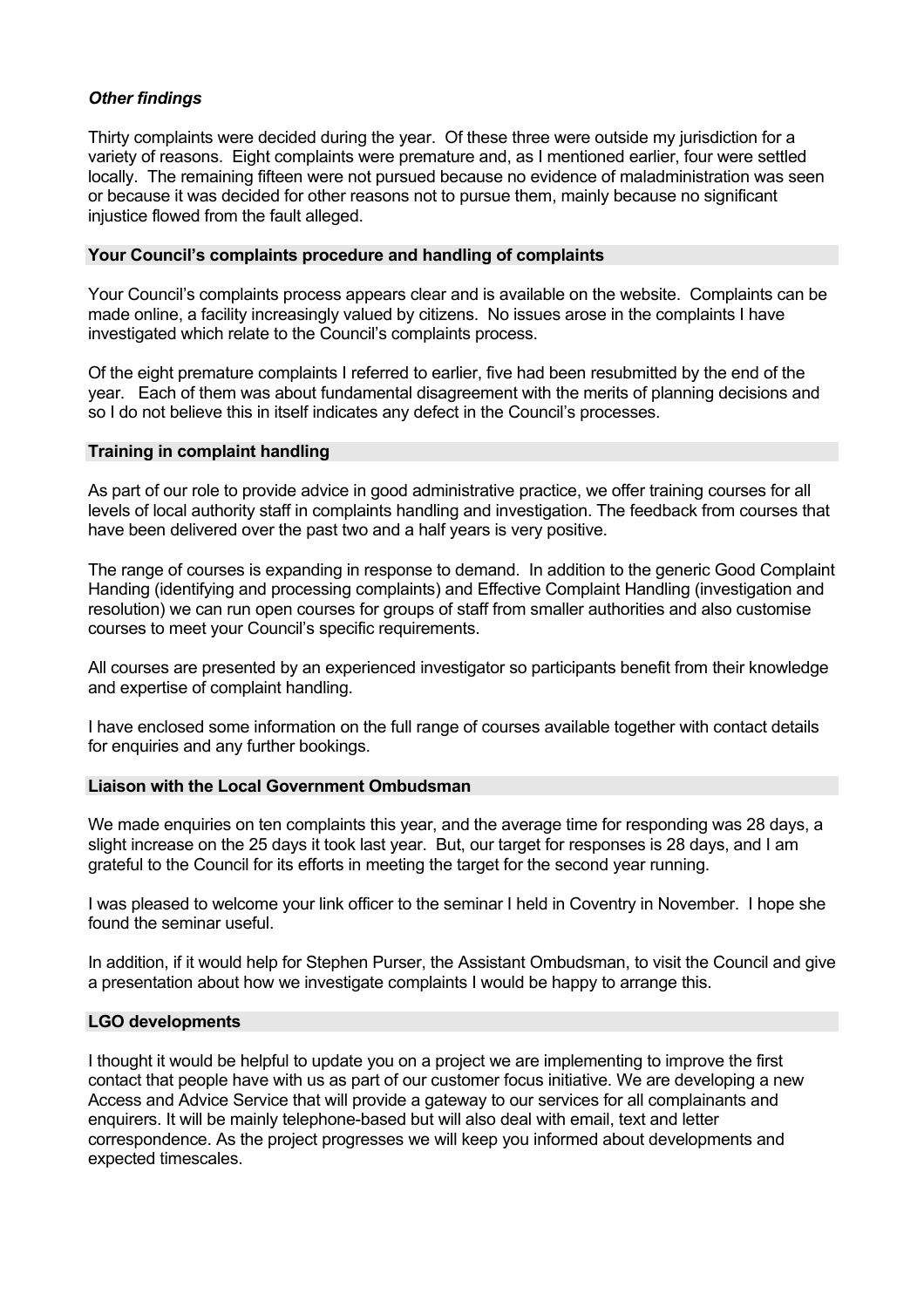### *Other findings*

Thirty complaints were decided during the year. Of these three were outside my jurisdiction for a variety of reasons. Eight complaints were premature and, as I mentioned earlier, four were settled locally. The remaining fifteen were not pursued because no evidence of maladministration was seen or because it was decided for other reasons not to pursue them, mainly because no significant injustice flowed from the fault alleged.

## Your Council's complaints procedure and handling of complaints

Your Council's complaints process appears clear and is available on the website. Complaints can be made online, a facility increasingly valued by citizens. No issues arose in the complaints I have investigated which relate to the Council's complaints process.

Of the eight premature complaints I referred to earlier, five had been resubmitted by the end of the year. Each of them was about fundamental disagreement with the merits of planning decisions and so I do not believe this in itself indicates any defect in the Council's processes.

## Training in complaint handling

As part of our role to provide advice in good administrative practice, we offer training courses for all levels of local authority staff in complaints handling and investigation. The feedback from courses that have been delivered over the past two and a half years is very positive.

The range of courses is expanding in response to demand. In addition to the generic Good Complaint Handing (identifying and processing complaints) and Effective Complaint Handling (investigation and resolution) we can run open courses for groups of staff from smaller authorities and also customise courses to meet your Council's specific requirements.

All courses are presented by an experienced investigator so participants benefit from their knowledge and expertise of complaint handling.

I have enclosed some information on the full range of courses available together with contact details for enquiries and any further bookings.

## Liaison with the Local Government Ombudsman

We made enquiries on ten complaints this year, and the average time for responding was 28 days, a slight increase on the 25 days it took last year. But, our target for responses is 28 days, and I am grateful to the Council for its efforts in meeting the target for the second year running.

I was pleased to welcome your link officer to the seminar I held in Coventry in November. I hope she found the seminar useful.

In addition, if it would help for Stephen Purser, the Assistant Ombudsman, to visit the Council and give a presentation about how we investigate complaints I would be happy to arrange this.

## LGO developments

I thought it would be helpful to update you on a project we are implementing to improve the first contact that people have with us as part of our customer focus initiative. We are developing a new Access and Advice Service that will provide a gateway to our services for all complainants and enquirers. It will be mainly telephone-based but will also deal with email, text and letter correspondence. As the project progresses we will keep you informed about developments and expected timescales.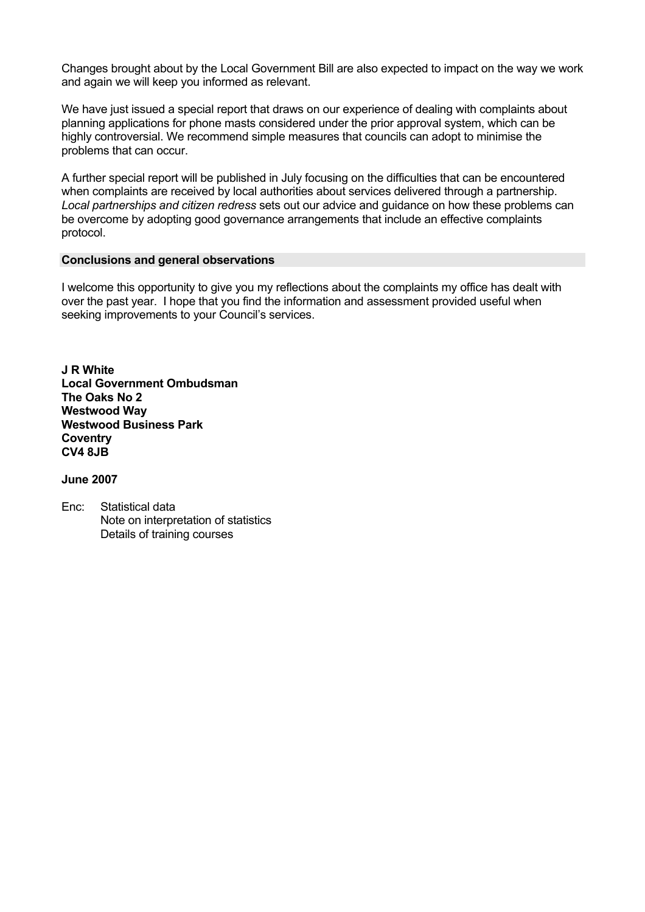Changes brought about by the Local Government Bill are also expected to impact on the way we work and again we will keep you informed as relevant.

We have just issued a special report that draws on our experience of dealing with complaints about planning applications for phone masts considered under the prior approval system, which can be highly controversial. We recommend simple measures that councils can adopt to minimise the problems that can occur.

A further special report will be published in July focusing on the difficulties that can be encountered when complaints are received by local authorities about services delivered through a partnership. *Local partnerships and citizen redress* sets out our advice and guidance on how these problems can be overcome by adopting good governance arrangements that include an effective complaints protocol.

## Conclusions and general observations

I welcome this opportunity to give you my reflections about the complaints my office has dealt with over the past year. I hope that you find the information and assessment provided useful when seeking improvements to your Council's services.

**J R White**
**Local Government Ombudsman**
**The Oaks No 2**
**Westwood Way**
**Westwood Business Park**
**Coventry**
**CV4 8JB**

**June 2007**

Enc: Statistical data
Note on interpretation of statistics
Details of training courses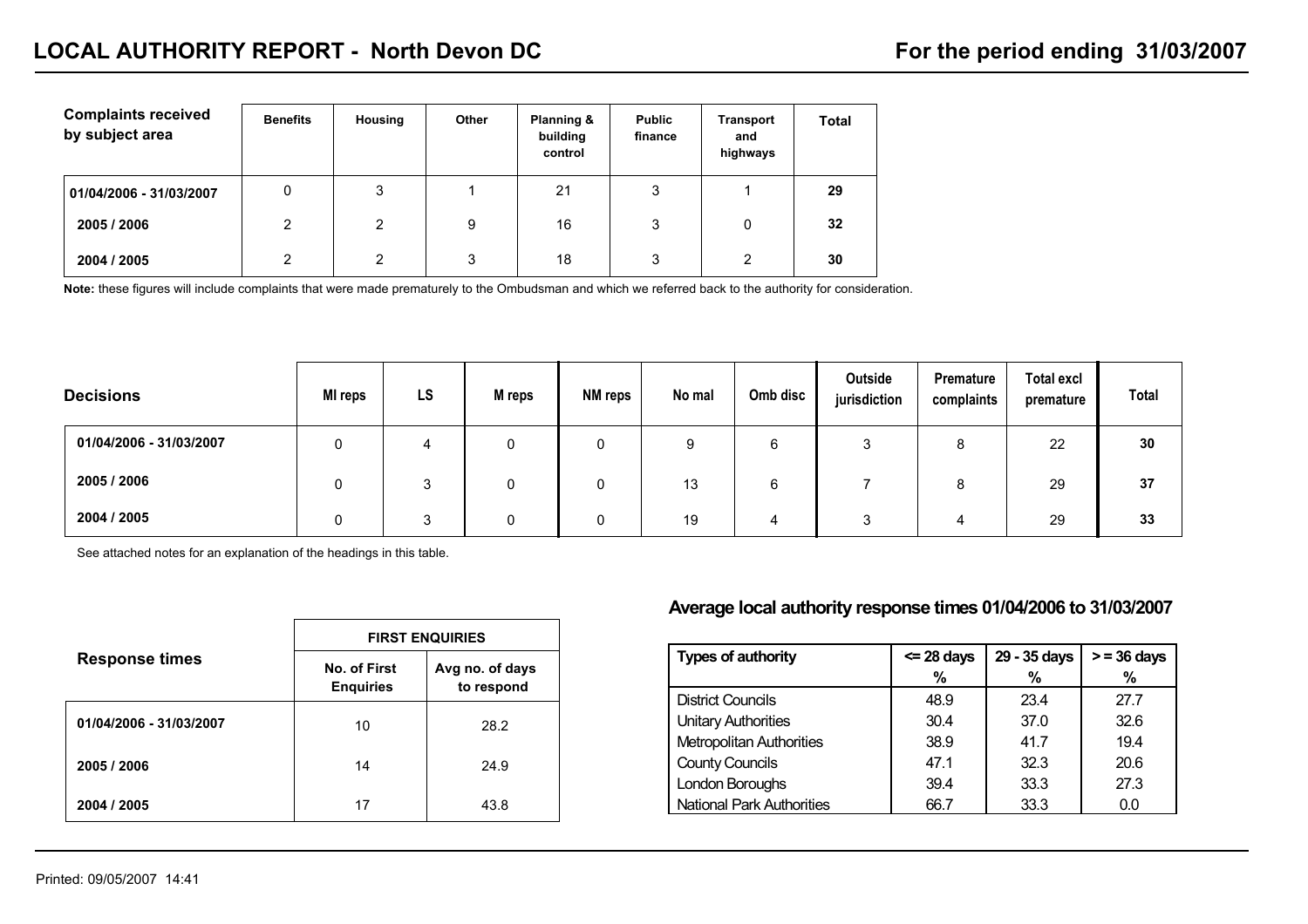# LOCAL AUTHORITY REPORT - North Devon DC

## For the period ending 31/03/2007

| Complaints received by subject area | Benefits | Housing | Other | Planning & building control | Public finance | Transport and highways | Total |
|---|---|---|---|---|---|---|---|
| 01/04/2006 - 31/03/2007 | 0 | 3 | 1 | 21 | 3 | 1 | **29** |
| 2005 / 2006 | 2 | 2 | 9 | 16 | 3 | 0 | **32** |
| 2004 / 2005 | 2 | 2 | 3 | 18 | 3 | 2 | **30** |

**Note:** these figures will include complaints that were made prematurely to the Ombudsman and which we referred back to the authority for consideration.

| Decisions | MI reps | LS | M reps | NM reps | No mal | Omb disc | Outside jurisdiction | Premature complaints | Total excl premature | Total |
|---|---|---|---|---|---|---|---|---|---|---|
| 01/04/2006 - 31/03/2007 | 0 | 4 | 0 | 0 | 9 | 6 | 3 | 8 | 22 | **30** |
| 2005 / 2006 | 0 | 3 | 0 | 0 | 13 | 6 | 7 | 8 | 29 | **37** |
| 2004 / 2005 | 0 | 3 | 0 | 0 | 19 | 4 | 3 | 4 | 29 | **33** |

See attached notes for an explanation of the headings in this table.

| Response times | FIRST ENQUIRIES | |
|---|---|---|
| | No. of First Enquiries | Avg no. of days to respond |
| 01/04/2006 - 31/03/2007 | 10 | 28.2 |
| 2005 / 2006 | 14 | 24.9 |
| 2004 / 2005 | 17 | 43.8 |

### Average local authority response times 01/04/2006 to 31/03/2007

| Types of authority | <= 28 days % | 29 - 35 days % | > = 36 days % |
|---|---|---|---|
| District Councils | 48.9 | 23.4 | 27.7 |
| Unitary Authorities | 30.4 | 37.0 | 32.6 |
| Metropolitan Authorities | 38.9 | 41.7 | 19.4 |
| County Councils | 47.1 | 32.3 | 20.6 |
| London Boroughs | 39.4 | 33.3 | 27.3 |
| National Park Authorities | 66.7 | 33.3 | 0.0 |

Printed: 09/05/2007 14:41